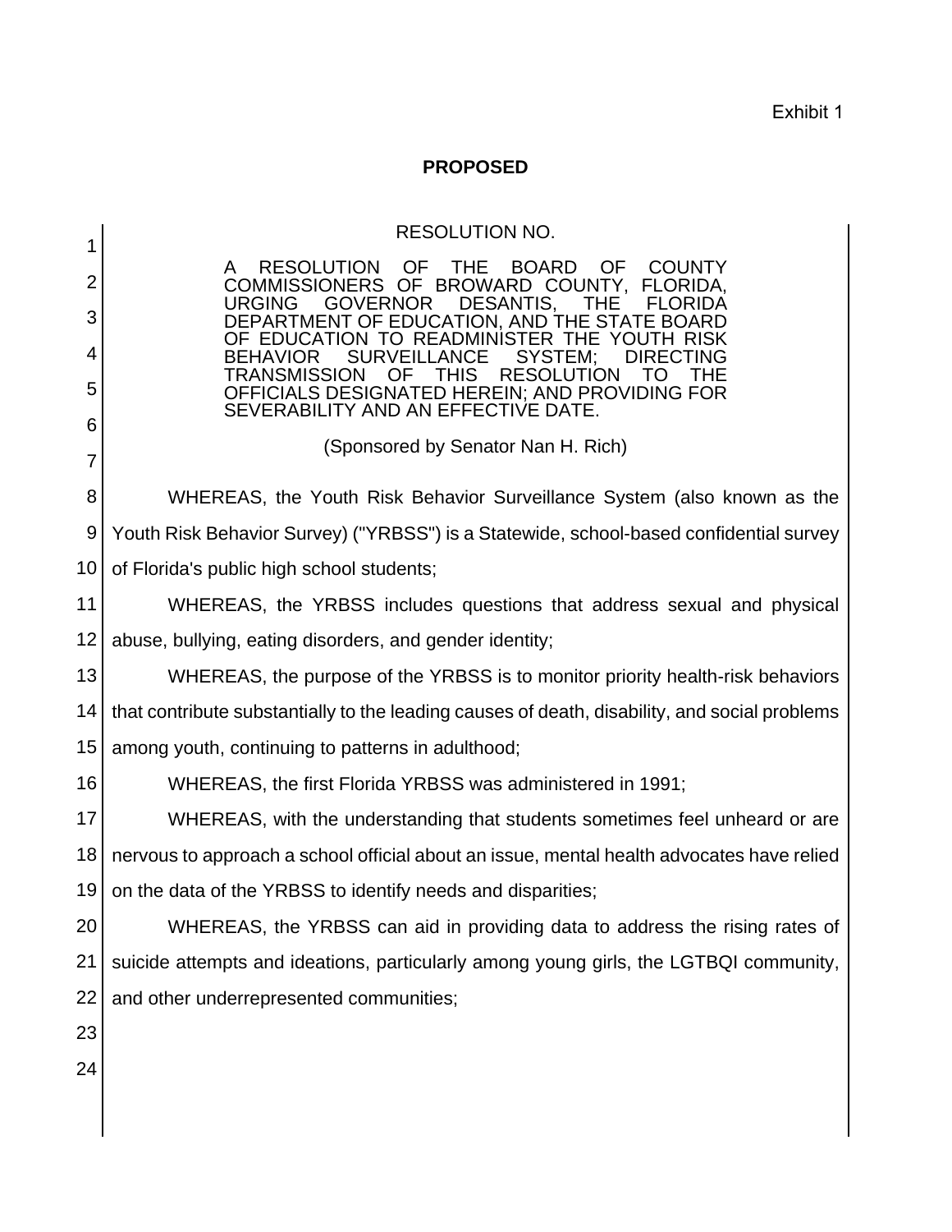Exhibit 1

**PROPOSED**

RESOLUTION NO.

A RESOLUTION OF THE BOARD OF COUNTY COMMISSIONERS OF BROWARD COUNTY, FLORIDA, URGING GOVERNOR DESANTIS, THE FLORIDA DEPARTMENT OF EDUCATION, AND THE STATE BOARD OF EDUCATION TO READMINISTER THE YOUTH RISK BEHAVIOR SURVEILLANCE SYSTEM; DIRECTING TRANSMISSION OF THIS RESOLUTION TO THE OFFICIALS DESIGNATED HEREIN; AND PROVIDING FOR SEVERABILITY AND AN EFFECTIVE DATE.

(Sponsored by Senator Nan H. Rich)

WHEREAS, the Youth Risk Behavior Surveillance System (also known as the Youth Risk Behavior Survey) ("YRBSS") is a Statewide, school-based confidential survey of Florida's public high school students;

WHEREAS, the YRBSS includes questions that address sexual and physical abuse, bullying, eating disorders, and gender identity;

WHEREAS, the purpose of the YRBSS is to monitor priority health-risk behaviors that contribute substantially to the leading causes of death, disability, and social problems among youth, continuing to patterns in adulthood;

WHEREAS, the first Florida YRBSS was administered in 1991;

WHEREAS, with the understanding that students sometimes feel unheard or are nervous to approach a school official about an issue, mental health advocates have relied on the data of the YRBSS to identify needs and disparities;

WHEREAS, the YRBSS can aid in providing data to address the rising rates of suicide attempts and ideations, particularly among young girls, the LGTBQI community, and other underrepresented communities;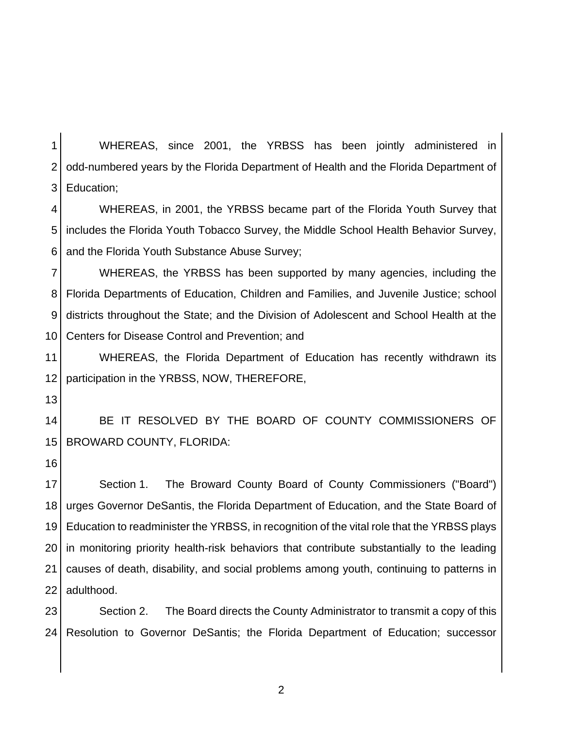WHEREAS, since 2001, the YRBSS has been jointly administered in odd-numbered years by the Florida Department of Health and the Florida Department of Education;

WHEREAS, in 2001, the YRBSS became part of the Florida Youth Survey that includes the Florida Youth Tobacco Survey, the Middle School Health Behavior Survey, and the Florida Youth Substance Abuse Survey;

WHEREAS, the YRBSS has been supported by many agencies, including the Florida Departments of Education, Children and Families, and Juvenile Justice; school districts throughout the State; and the Division of Adolescent and School Health at the Centers for Disease Control and Prevention; and

WHEREAS, the Florida Department of Education has recently withdrawn its participation in the YRBSS, NOW, THEREFORE,

BE IT RESOLVED BY THE BOARD OF COUNTY COMMISSIONERS OF BROWARD COUNTY, FLORIDA:

Section 1. The Broward County Board of County Commissioners ("Board") urges Governor DeSantis, the Florida Department of Education, and the State Board of Education to readminister the YRBSS, in recognition of the vital role that the YRBSS plays in monitoring priority health-risk behaviors that contribute substantially to the leading causes of death, disability, and social problems among youth, continuing to patterns in adulthood.

Section 2. The Board directs the County Administrator to transmit a copy of this Resolution to Governor DeSantis; the Florida Department of Education; successor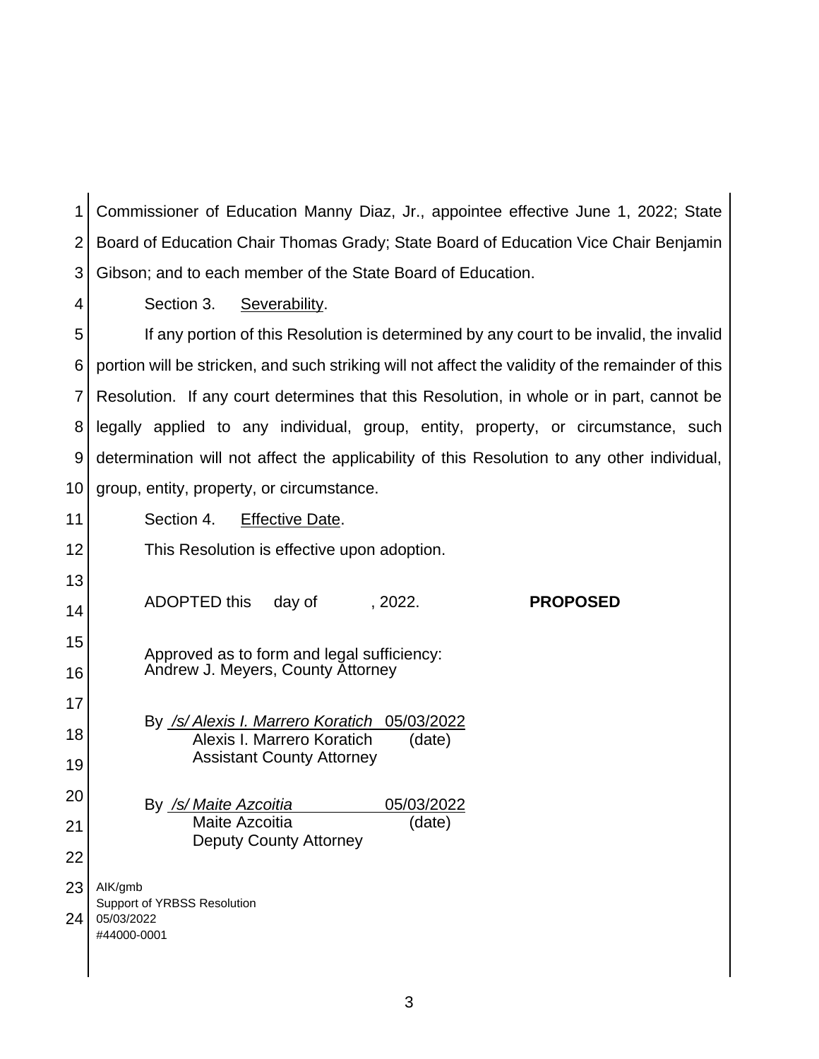Commissioner of Education Manny Diaz, Jr., appointee effective June 1, 2022; State Board of Education Chair Thomas Grady; State Board of Education Vice Chair Benjamin Gibson; and to each member of the State Board of Education.

Section 3. Severability.

If any portion of this Resolution is determined by any court to be invalid, the invalid portion will be stricken, and such striking will not affect the validity of the remainder of this Resolution. If any court determines that this Resolution, in whole or in part, cannot be legally applied to any individual, group, entity, property, or circumstance, such determination will not affect the applicability of this Resolution to any other individual, group, entity, property, or circumstance.

Section 4. Effective Date.

This Resolution is effective upon adoption.

ADOPTED this day of , 2022. **PROPOSED**

Approved as to form and legal sufficiency:
Andrew J. Meyers, County Attorney

By *_/s/ Alexis I. Marrero Koratich_* 05/03/2022
Alexis I. Marrero Koratich (date)
Assistant County Attorney

By *_/s/ Maite Azcoitia_* 05/03/2022
Maite Azcoitia (date)
Deputy County Attorney

AIK/gmb
Support of YRBSS Resolution
05/03/2022
#44000-0001